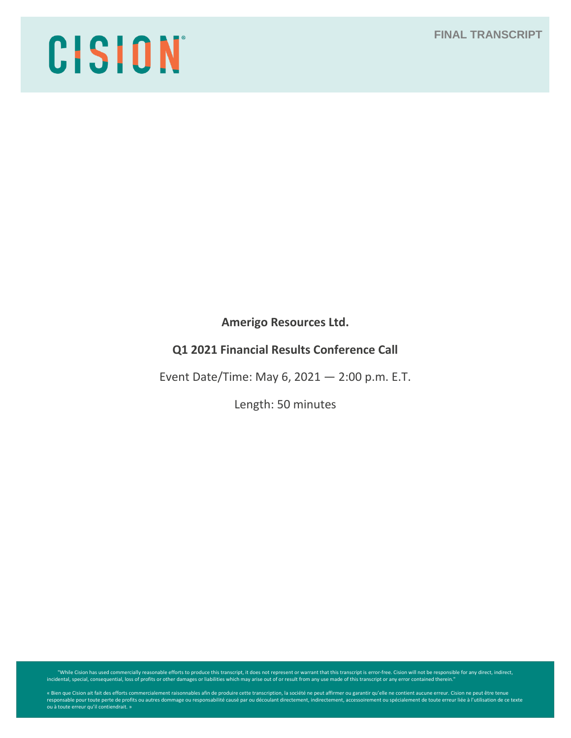CISION

FINAL TRANSCRIPT

**Amerigo Resources Ltd.**

**Q1 2021 Financial Results Conference Call**

Event Date/Time: May 6, 2021 — 2:00 p.m. E.T.

Length: 50 minutes

"While Cision has used commercially reasonable efforts to produce this transcript, it does not represent or warrant that this transcript is error-free. Cision will not be responsible for any direct, indirect, incidental, special, consequential, loss of profits or other damages or liabilities which may arise out of or result from any use made of this transcript or any error contained therein."

« Bien que Cision ait fait des efforts commercialement raisonnables afin de produire cette transcription, la société ne peut affirmer ou garantir qu'elle ne contient aucune erreur. Cision ne peut être tenue responsable pour toute perte de profits ou autres dommage ou responsabilité causé par ou découlant directement, indirectement, accessoirement ou spécialement de toute erreur liée à l'utilisation de ce texte ou à toute erreur qu'il contiendrait. »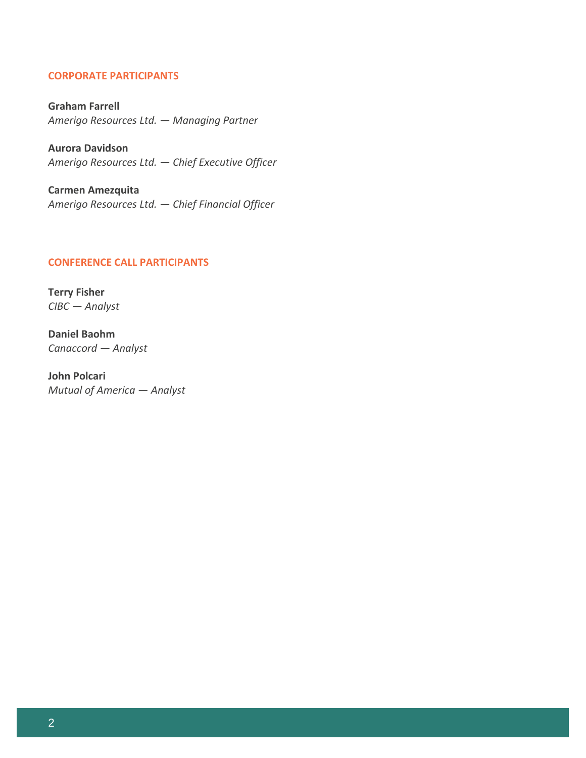## CORPORATE PARTICIPANTS

**Graham Farrell**
*Amerigo Resources Ltd. — Managing Partner*

**Aurora Davidson**
*Amerigo Resources Ltd. — Chief Executive Officer*

**Carmen Amezquita**
*Amerigo Resources Ltd. — Chief Financial Officer*

## CONFERENCE CALL PARTICIPANTS

**Terry Fisher**
*CIBC — Analyst*

**Daniel Baohm**
*Canaccord — Analyst*

**John Polcari**
*Mutual of America — Analyst*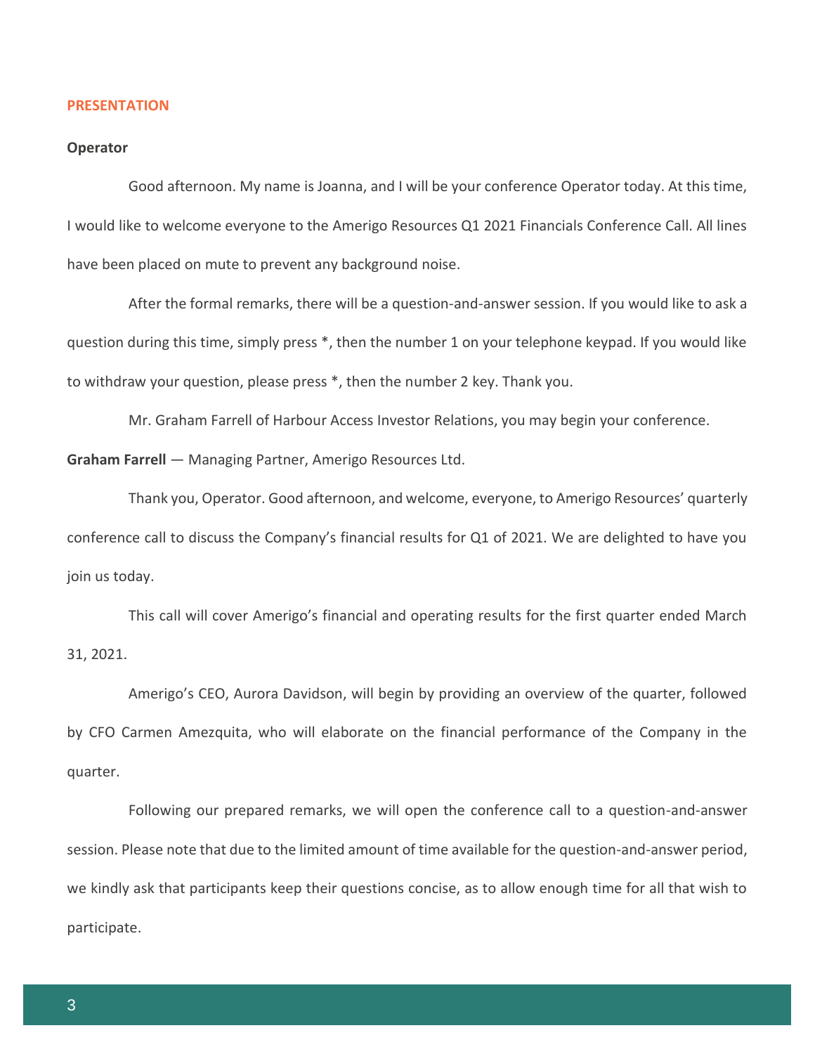## PRESENTATION

**Operator**

Good afternoon. My name is Joanna, and I will be your conference Operator today. At this time, I would like to welcome everyone to the Amerigo Resources Q1 2021 Financials Conference Call. All lines have been placed on mute to prevent any background noise.

After the formal remarks, there will be a question-and-answer session. If you would like to ask a question during this time, simply press *, then the number 1 on your telephone keypad. If you would like to withdraw your question, please press *, then the number 2 key. Thank you.

Mr. Graham Farrell of Harbour Access Investor Relations, you may begin your conference.

**Graham Farrell** — Managing Partner, Amerigo Resources Ltd.

Thank you, Operator. Good afternoon, and welcome, everyone, to Amerigo Resources' quarterly conference call to discuss the Company's financial results for Q1 of 2021. We are delighted to have you join us today.

This call will cover Amerigo's financial and operating results for the first quarter ended March 31, 2021.

Amerigo's CEO, Aurora Davidson, will begin by providing an overview of the quarter, followed by CFO Carmen Amezquita, who will elaborate on the financial performance of the Company in the quarter.

Following our prepared remarks, we will open the conference call to a question-and-answer session. Please note that due to the limited amount of time available for the question-and-answer period, we kindly ask that participants keep their questions concise, as to allow enough time for all that wish to participate.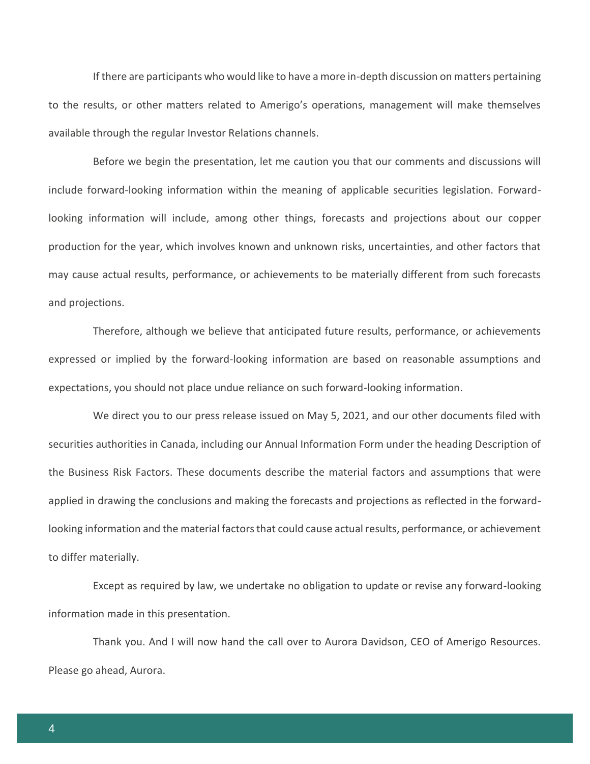If there are participants who would like to have a more in-depth discussion on matters pertaining to the results, or other matters related to Amerigo's operations, management will make themselves available through the regular Investor Relations channels.

Before we begin the presentation, let me caution you that our comments and discussions will include forward-looking information within the meaning of applicable securities legislation. Forward-looking information will include, among other things, forecasts and projections about our copper production for the year, which involves known and unknown risks, uncertainties, and other factors that may cause actual results, performance, or achievements to be materially different from such forecasts and projections.

Therefore, although we believe that anticipated future results, performance, or achievements expressed or implied by the forward-looking information are based on reasonable assumptions and expectations, you should not place undue reliance on such forward-looking information.

We direct you to our press release issued on May 5, 2021, and our other documents filed with securities authorities in Canada, including our Annual Information Form under the heading Description of the Business Risk Factors. These documents describe the material factors and assumptions that were applied in drawing the conclusions and making the forecasts and projections as reflected in the forward-looking information and the material factors that could cause actual results, performance, or achievement to differ materially.

Except as required by law, we undertake no obligation to update or revise any forward-looking information made in this presentation.

Thank you. And I will now hand the call over to Aurora Davidson, CEO of Amerigo Resources. Please go ahead, Aurora.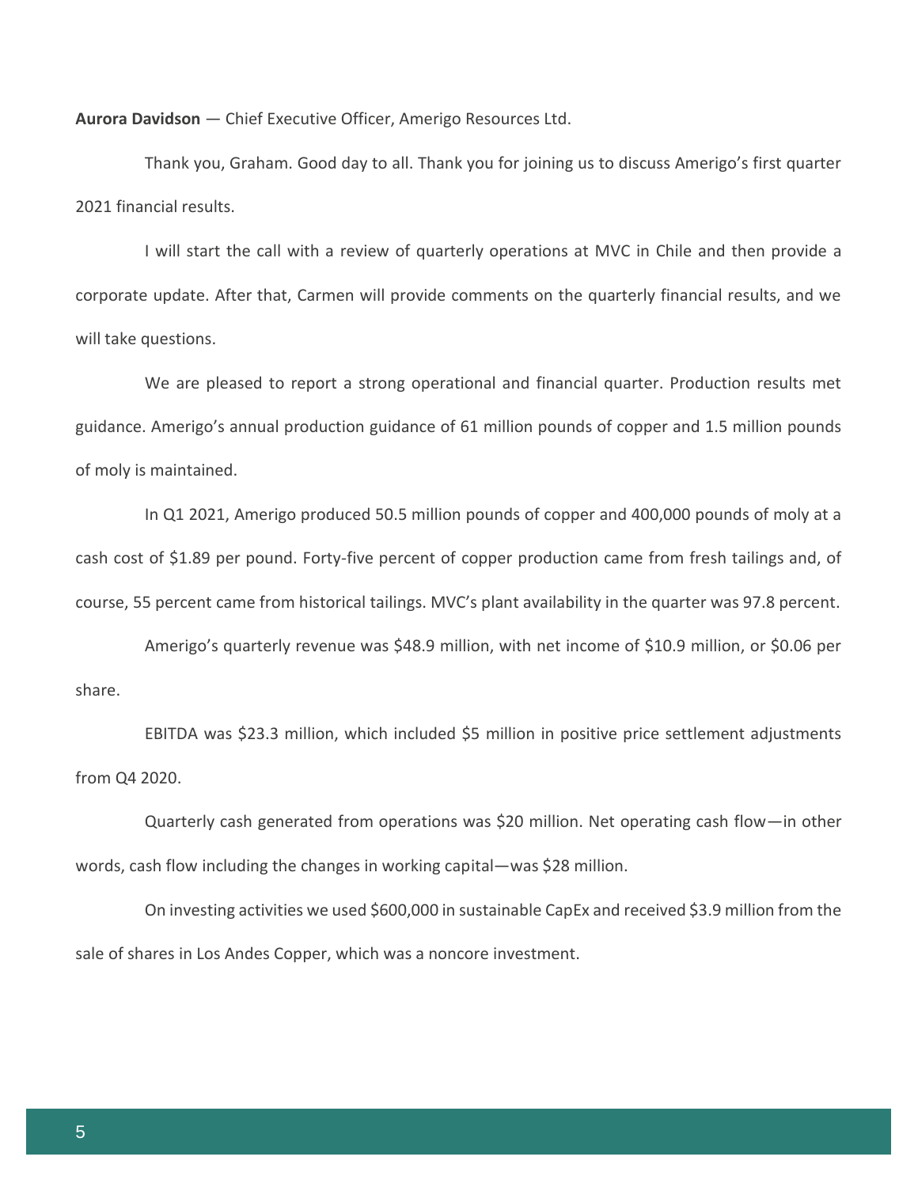**Aurora Davidson** — Chief Executive Officer, Amerigo Resources Ltd.

Thank you, Graham. Good day to all. Thank you for joining us to discuss Amerigo's first quarter 2021 financial results.

I will start the call with a review of quarterly operations at MVC in Chile and then provide a corporate update. After that, Carmen will provide comments on the quarterly financial results, and we will take questions.

We are pleased to report a strong operational and financial quarter. Production results met guidance. Amerigo's annual production guidance of 61 million pounds of copper and 1.5 million pounds of moly is maintained.

In Q1 2021, Amerigo produced 50.5 million pounds of copper and 400,000 pounds of moly at a cash cost of $1.89 per pound. Forty-five percent of copper production came from fresh tailings and, of course, 55 percent came from historical tailings. MVC's plant availability in the quarter was 97.8 percent.

Amerigo's quarterly revenue was $48.9 million, with net income of $10.9 million, or $0.06 per share.

EBITDA was $23.3 million, which included $5 million in positive price settlement adjustments from Q4 2020.

Quarterly cash generated from operations was $20 million. Net operating cash flow—in other words, cash flow including the changes in working capital—was $28 million.

On investing activities we used $600,000 in sustainable CapEx and received $3.9 million from the sale of shares in Los Andes Copper, which was a noncore investment.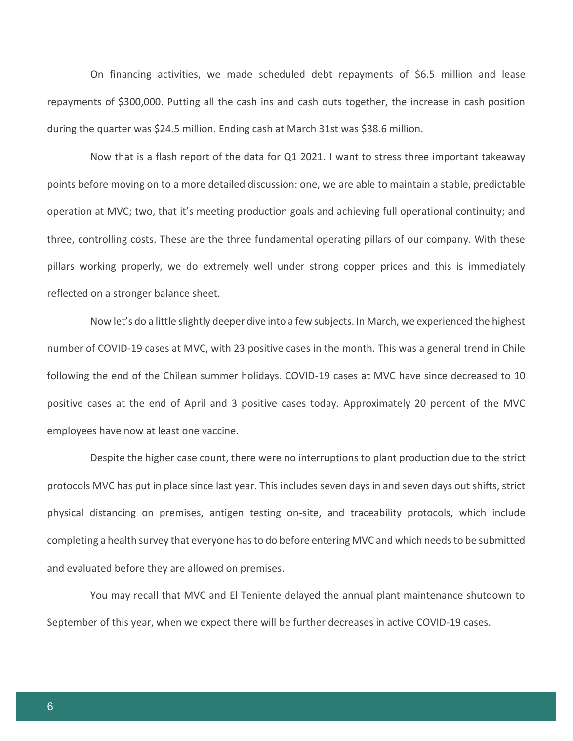On financing activities, we made scheduled debt repayments of $6.5 million and lease repayments of $300,000. Putting all the cash ins and cash outs together, the increase in cash position during the quarter was $24.5 million. Ending cash at March 31st was $38.6 million.

Now that is a flash report of the data for Q1 2021. I want to stress three important takeaway points before moving on to a more detailed discussion: one, we are able to maintain a stable, predictable operation at MVC; two, that it's meeting production goals and achieving full operational continuity; and three, controlling costs. These are the three fundamental operating pillars of our company. With these pillars working properly, we do extremely well under strong copper prices and this is immediately reflected on a stronger balance sheet.

Now let's do a little slightly deeper dive into a few subjects. In March, we experienced the highest number of COVID-19 cases at MVC, with 23 positive cases in the month. This was a general trend in Chile following the end of the Chilean summer holidays. COVID-19 cases at MVC have since decreased to 10 positive cases at the end of April and 3 positive cases today. Approximately 20 percent of the MVC employees have now at least one vaccine.

Despite the higher case count, there were no interruptions to plant production due to the strict protocols MVC has put in place since last year. This includes seven days in and seven days out shifts, strict physical distancing on premises, antigen testing on-site, and traceability protocols, which include completing a health survey that everyone has to do before entering MVC and which needs to be submitted and evaluated before they are allowed on premises.

You may recall that MVC and El Teniente delayed the annual plant maintenance shutdown to September of this year, when we expect there will be further decreases in active COVID-19 cases.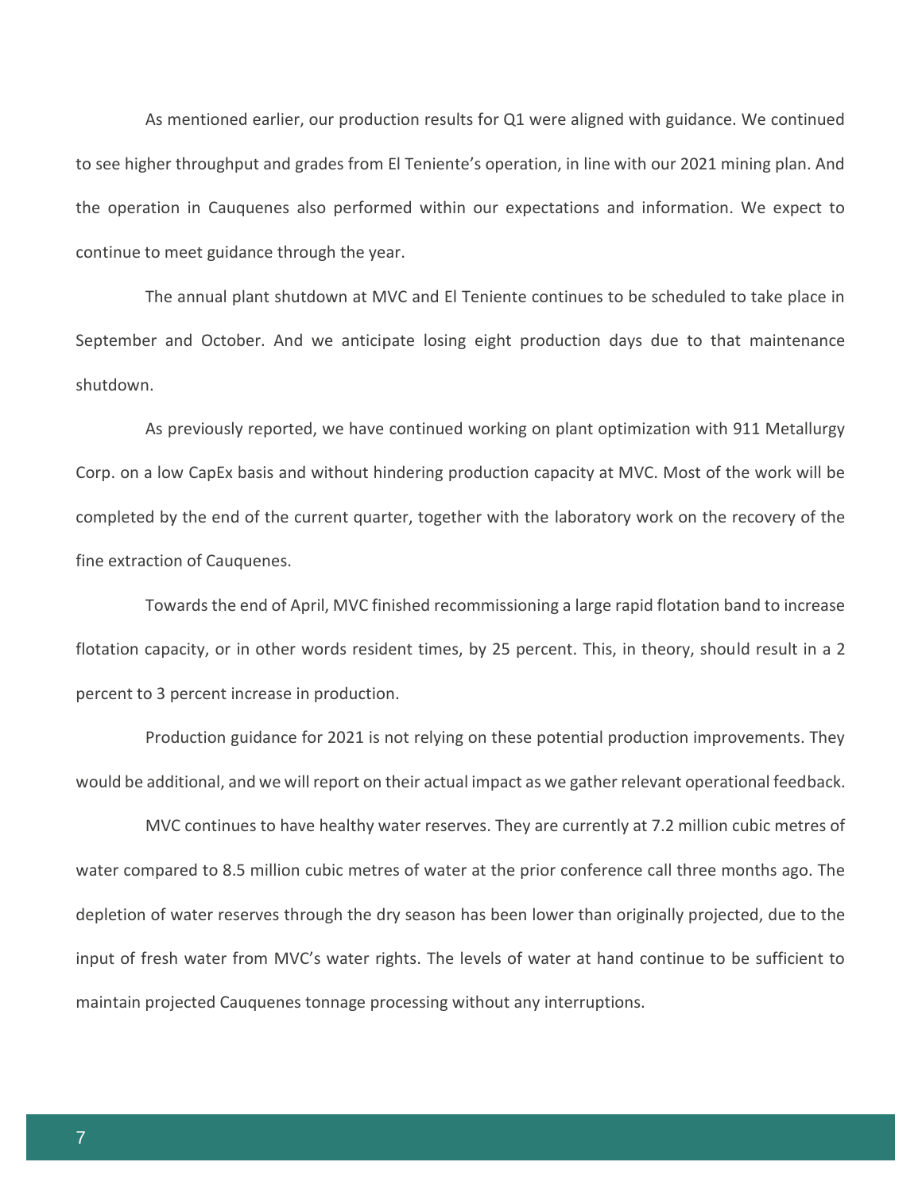As mentioned earlier, our production results for Q1 were aligned with guidance. We continued to see higher throughput and grades from El Teniente's operation, in line with our 2021 mining plan. And the operation in Cauquenes also performed within our expectations and information. We expect to continue to meet guidance through the year.

The annual plant shutdown at MVC and El Teniente continues to be scheduled to take place in September and October. And we anticipate losing eight production days due to that maintenance shutdown.

As previously reported, we have continued working on plant optimization with 911 Metallurgy Corp. on a low CapEx basis and without hindering production capacity at MVC. Most of the work will be completed by the end of the current quarter, together with the laboratory work on the recovery of the fine extraction of Cauquenes.

Towards the end of April, MVC finished recommissioning a large rapid flotation band to increase flotation capacity, or in other words resident times, by 25 percent. This, in theory, should result in a 2 percent to 3 percent increase in production.

Production guidance for 2021 is not relying on these potential production improvements. They would be additional, and we will report on their actual impact as we gather relevant operational feedback.

MVC continues to have healthy water reserves. They are currently at 7.2 million cubic metres of water compared to 8.5 million cubic metres of water at the prior conference call three months ago. The depletion of water reserves through the dry season has been lower than originally projected, due to the input of fresh water from MVC's water rights. The levels of water at hand continue to be sufficient to maintain projected Cauquenes tonnage processing without any interruptions.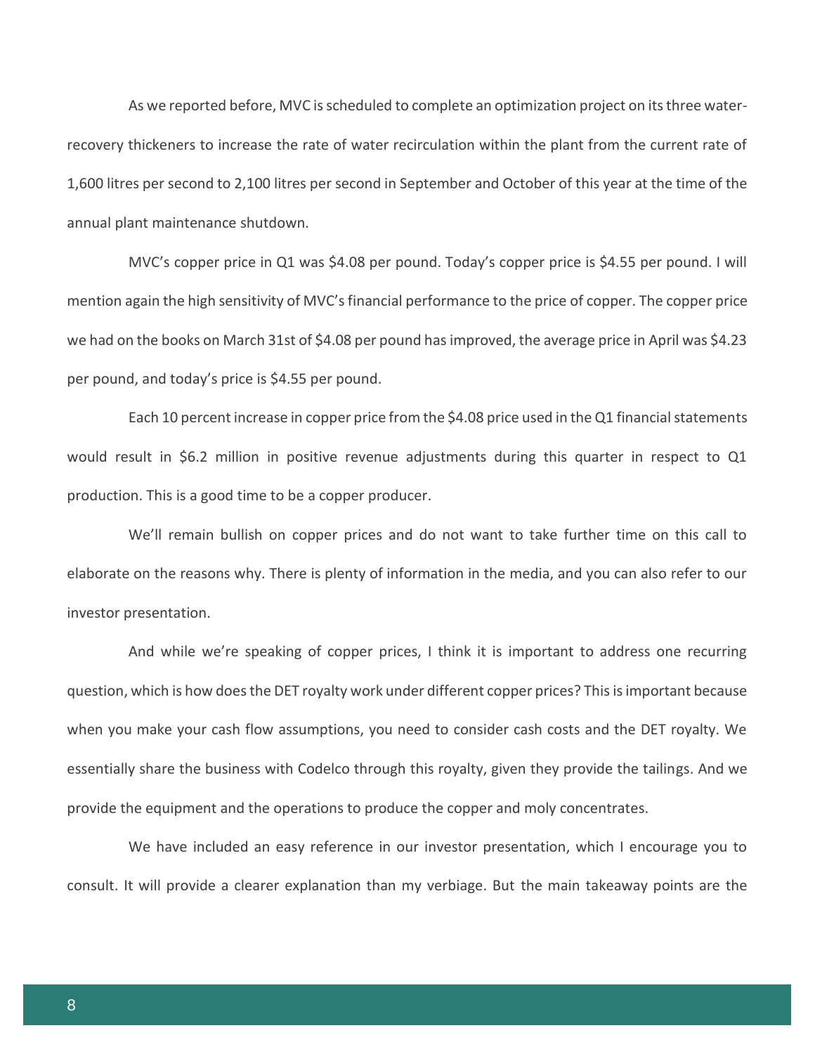As we reported before, MVC is scheduled to complete an optimization project on its three water-recovery thickeners to increase the rate of water recirculation within the plant from the current rate of 1,600 litres per second to 2,100 litres per second in September and October of this year at the time of the annual plant maintenance shutdown.

MVC's copper price in Q1 was $4.08 per pound. Today's copper price is $4.55 per pound. I will mention again the high sensitivity of MVC's financial performance to the price of copper. The copper price we had on the books on March 31st of $4.08 per pound has improved, the average price in April was $4.23 per pound, and today's price is $4.55 per pound.

Each 10 percent increase in copper price from the $4.08 price used in the Q1 financial statements would result in $6.2 million in positive revenue adjustments during this quarter in respect to Q1 production. This is a good time to be a copper producer.

We'll remain bullish on copper prices and do not want to take further time on this call to elaborate on the reasons why. There is plenty of information in the media, and you can also refer to our investor presentation.

And while we're speaking of copper prices, I think it is important to address one recurring question, which is how does the DET royalty work under different copper prices? This is important because when you make your cash flow assumptions, you need to consider cash costs and the DET royalty. We essentially share the business with Codelco through this royalty, given they provide the tailings. And we provide the equipment and the operations to produce the copper and moly concentrates.

We have included an easy reference in our investor presentation, which I encourage you to consult. It will provide a clearer explanation than my verbiage. But the main takeaway points are the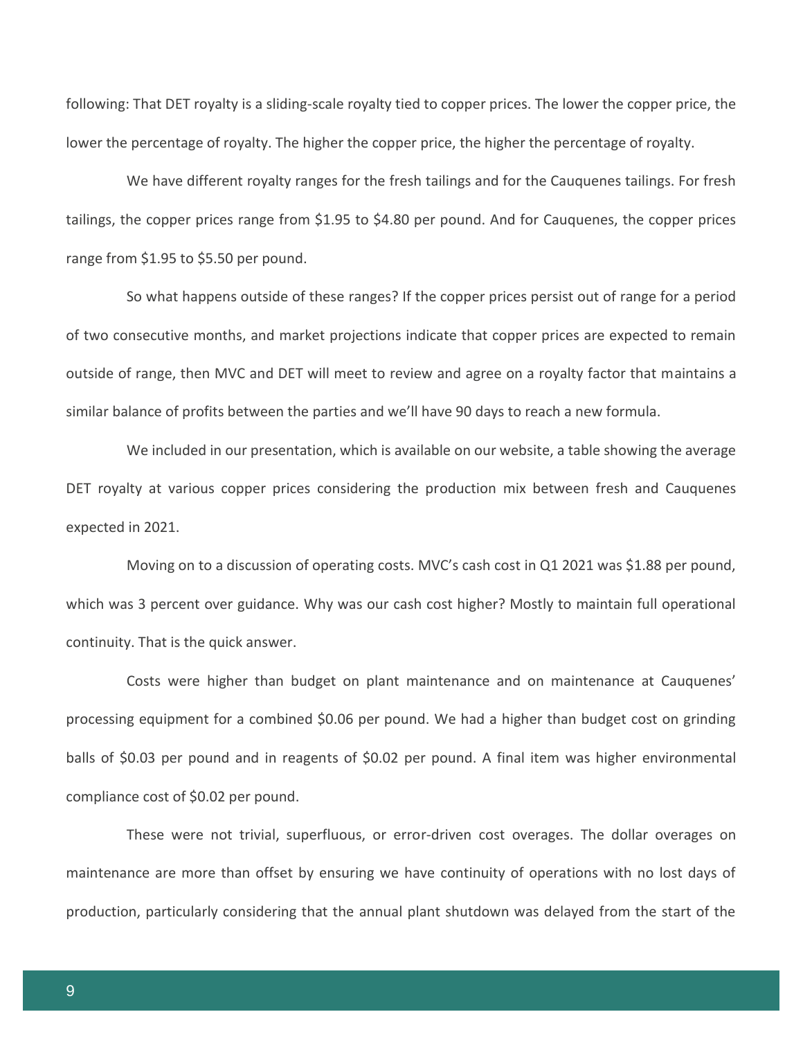following: That DET royalty is a sliding-scale royalty tied to copper prices. The lower the copper price, the lower the percentage of royalty. The higher the copper price, the higher the percentage of royalty.

We have different royalty ranges for the fresh tailings and for the Cauquenes tailings. For fresh tailings, the copper prices range from $1.95 to $4.80 per pound. And for Cauquenes, the copper prices range from $1.95 to $5.50 per pound.

So what happens outside of these ranges? If the copper prices persist out of range for a period of two consecutive months, and market projections indicate that copper prices are expected to remain outside of range, then MVC and DET will meet to review and agree on a royalty factor that maintains a similar balance of profits between the parties and we'll have 90 days to reach a new formula.

We included in our presentation, which is available on our website, a table showing the average DET royalty at various copper prices considering the production mix between fresh and Cauquenes expected in 2021.

Moving on to a discussion of operating costs. MVC's cash cost in Q1 2021 was $1.88 per pound, which was 3 percent over guidance. Why was our cash cost higher? Mostly to maintain full operational continuity. That is the quick answer.

Costs were higher than budget on plant maintenance and on maintenance at Cauquenes' processing equipment for a combined $0.06 per pound. We had a higher than budget cost on grinding balls of $0.03 per pound and in reagents of $0.02 per pound. A final item was higher environmental compliance cost of $0.02 per pound.

These were not trivial, superfluous, or error-driven cost overages. The dollar overages on maintenance are more than offset by ensuring we have continuity of operations with no lost days of production, particularly considering that the annual plant shutdown was delayed from the start of the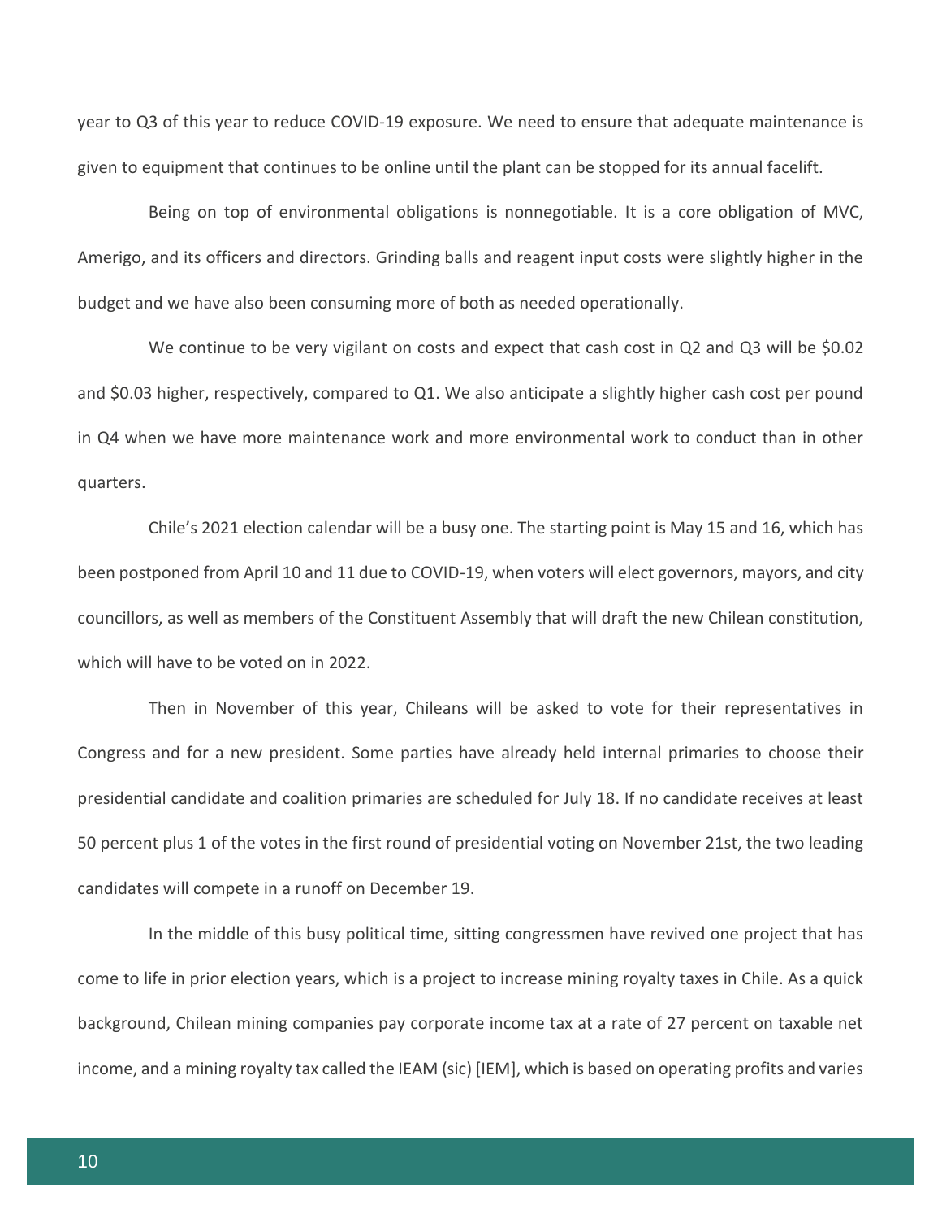year to Q3 of this year to reduce COVID-19 exposure. We need to ensure that adequate maintenance is given to equipment that continues to be online until the plant can be stopped for its annual facelift.

Being on top of environmental obligations is nonnegotiable. It is a core obligation of MVC, Amerigo, and its officers and directors. Grinding balls and reagent input costs were slightly higher in the budget and we have also been consuming more of both as needed operationally.

We continue to be very vigilant on costs and expect that cash cost in Q2 and Q3 will be $0.02 and $0.03 higher, respectively, compared to Q1. We also anticipate a slightly higher cash cost per pound in Q4 when we have more maintenance work and more environmental work to conduct than in other quarters.

Chile's 2021 election calendar will be a busy one. The starting point is May 15 and 16, which has been postponed from April 10 and 11 due to COVID-19, when voters will elect governors, mayors, and city councillors, as well as members of the Constituent Assembly that will draft the new Chilean constitution, which will have to be voted on in 2022.

Then in November of this year, Chileans will be asked to vote for their representatives in Congress and for a new president. Some parties have already held internal primaries to choose their presidential candidate and coalition primaries are scheduled for July 18. If no candidate receives at least 50 percent plus 1 of the votes in the first round of presidential voting on November 21st, the two leading candidates will compete in a runoff on December 19.

In the middle of this busy political time, sitting congressmen have revived one project that has come to life in prior election years, which is a project to increase mining royalty taxes in Chile. As a quick background, Chilean mining companies pay corporate income tax at a rate of 27 percent on taxable net income, and a mining royalty tax called the IEAM (sic) [IEM], which is based on operating profits and varies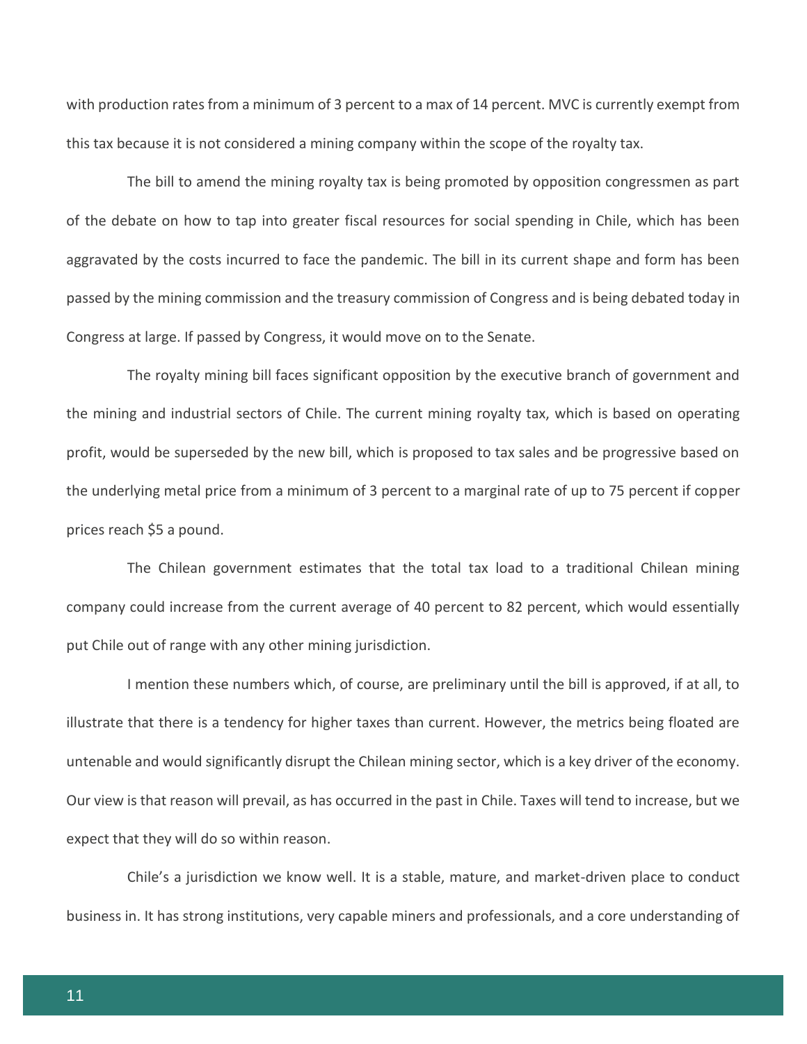with production rates from a minimum of 3 percent to a max of 14 percent. MVC is currently exempt from this tax because it is not considered a mining company within the scope of the royalty tax.

The bill to amend the mining royalty tax is being promoted by opposition congressmen as part of the debate on how to tap into greater fiscal resources for social spending in Chile, which has been aggravated by the costs incurred to face the pandemic. The bill in its current shape and form has been passed by the mining commission and the treasury commission of Congress and is being debated today in Congress at large. If passed by Congress, it would move on to the Senate.

The royalty mining bill faces significant opposition by the executive branch of government and the mining and industrial sectors of Chile. The current mining royalty tax, which is based on operating profit, would be superseded by the new bill, which is proposed to tax sales and be progressive based on the underlying metal price from a minimum of 3 percent to a marginal rate of up to 75 percent if copper prices reach $5 a pound.

The Chilean government estimates that the total tax load to a traditional Chilean mining company could increase from the current average of 40 percent to 82 percent, which would essentially put Chile out of range with any other mining jurisdiction.

I mention these numbers which, of course, are preliminary until the bill is approved, if at all, to illustrate that there is a tendency for higher taxes than current. However, the metrics being floated are untenable and would significantly disrupt the Chilean mining sector, which is a key driver of the economy. Our view is that reason will prevail, as has occurred in the past in Chile. Taxes will tend to increase, but we expect that they will do so within reason.

Chile's a jurisdiction we know well. It is a stable, mature, and market-driven place to conduct business in. It has strong institutions, very capable miners and professionals, and a core understanding of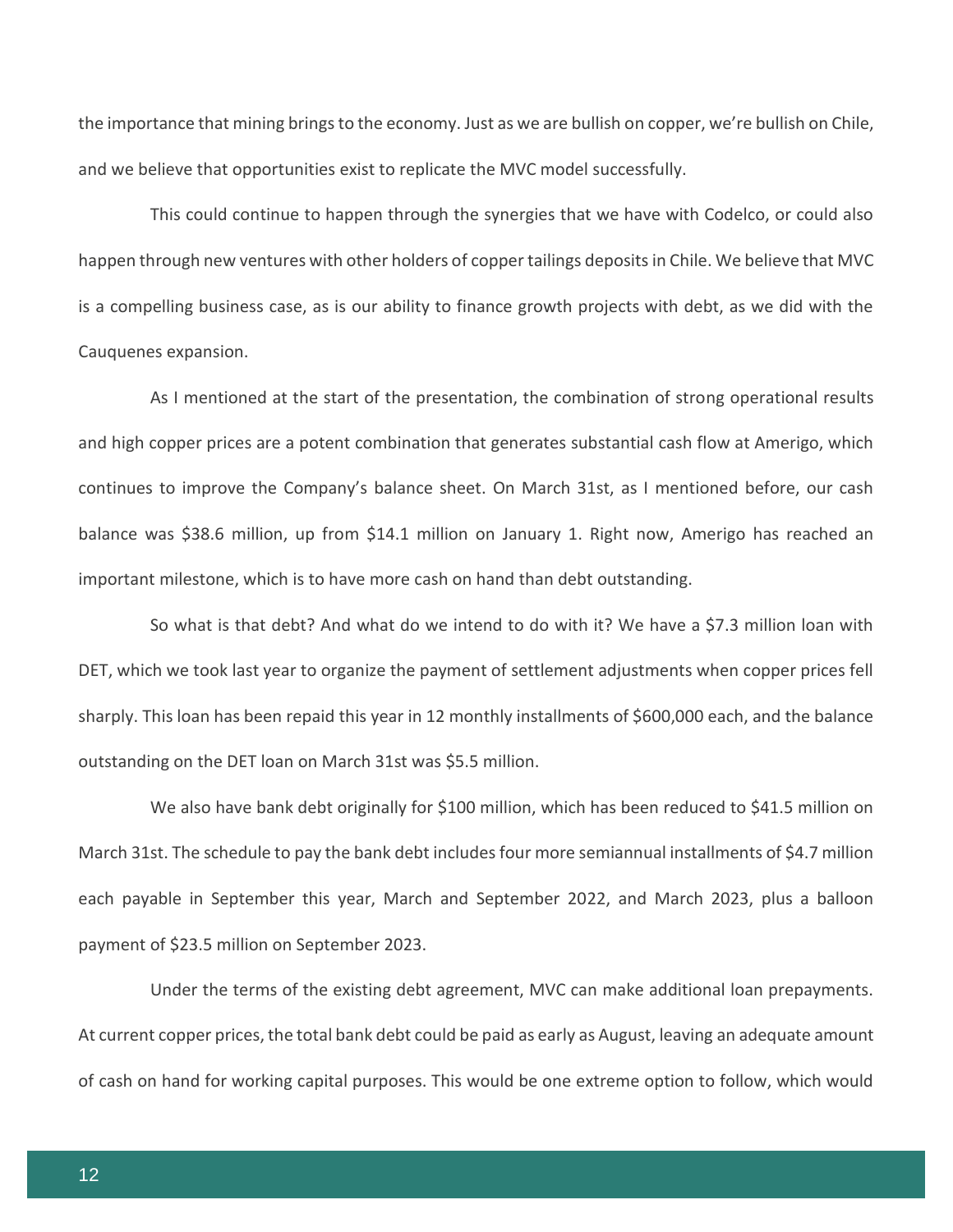the importance that mining brings to the economy. Just as we are bullish on copper, we're bullish on Chile, and we believe that opportunities exist to replicate the MVC model successfully.

This could continue to happen through the synergies that we have with Codelco, or could also happen through new ventures with other holders of copper tailings deposits in Chile. We believe that MVC is a compelling business case, as is our ability to finance growth projects with debt, as we did with the Cauquenes expansion.

As I mentioned at the start of the presentation, the combination of strong operational results and high copper prices are a potent combination that generates substantial cash flow at Amerigo, which continues to improve the Company's balance sheet. On March 31st, as I mentioned before, our cash balance was $38.6 million, up from $14.1 million on January 1. Right now, Amerigo has reached an important milestone, which is to have more cash on hand than debt outstanding.

So what is that debt? And what do we intend to do with it? We have a $7.3 million loan with DET, which we took last year to organize the payment of settlement adjustments when copper prices fell sharply. This loan has been repaid this year in 12 monthly installments of $600,000 each, and the balance outstanding on the DET loan on March 31st was $5.5 million.

We also have bank debt originally for $100 million, which has been reduced to $41.5 million on March 31st. The schedule to pay the bank debt includes four more semiannual installments of $4.7 million each payable in September this year, March and September 2022, and March 2023, plus a balloon payment of $23.5 million on September 2023.

Under the terms of the existing debt agreement, MVC can make additional loan prepayments. At current copper prices, the total bank debt could be paid as early as August, leaving an adequate amount of cash on hand for working capital purposes. This would be one extreme option to follow, which would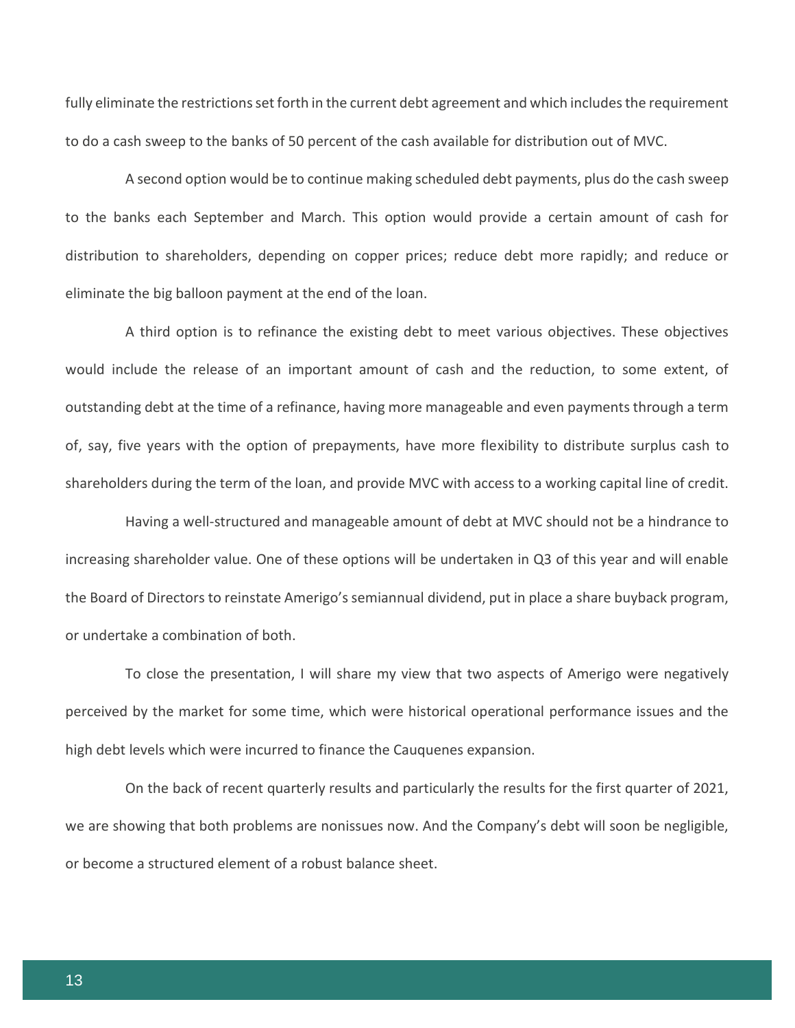fully eliminate the restrictions set forth in the current debt agreement and which includes the requirement to do a cash sweep to the banks of 50 percent of the cash available for distribution out of MVC.

A second option would be to continue making scheduled debt payments, plus do the cash sweep to the banks each September and March. This option would provide a certain amount of cash for distribution to shareholders, depending on copper prices; reduce debt more rapidly; and reduce or eliminate the big balloon payment at the end of the loan.

A third option is to refinance the existing debt to meet various objectives. These objectives would include the release of an important amount of cash and the reduction, to some extent, of outstanding debt at the time of a refinance, having more manageable and even payments through a term of, say, five years with the option of prepayments, have more flexibility to distribute surplus cash to shareholders during the term of the loan, and provide MVC with access to a working capital line of credit.

Having a well-structured and manageable amount of debt at MVC should not be a hindrance to increasing shareholder value. One of these options will be undertaken in Q3 of this year and will enable the Board of Directors to reinstate Amerigo's semiannual dividend, put in place a share buyback program, or undertake a combination of both.

To close the presentation, I will share my view that two aspects of Amerigo were negatively perceived by the market for some time, which were historical operational performance issues and the high debt levels which were incurred to finance the Cauquenes expansion.

On the back of recent quarterly results and particularly the results for the first quarter of 2021, we are showing that both problems are nonissues now. And the Company's debt will soon be negligible, or become a structured element of a robust balance sheet.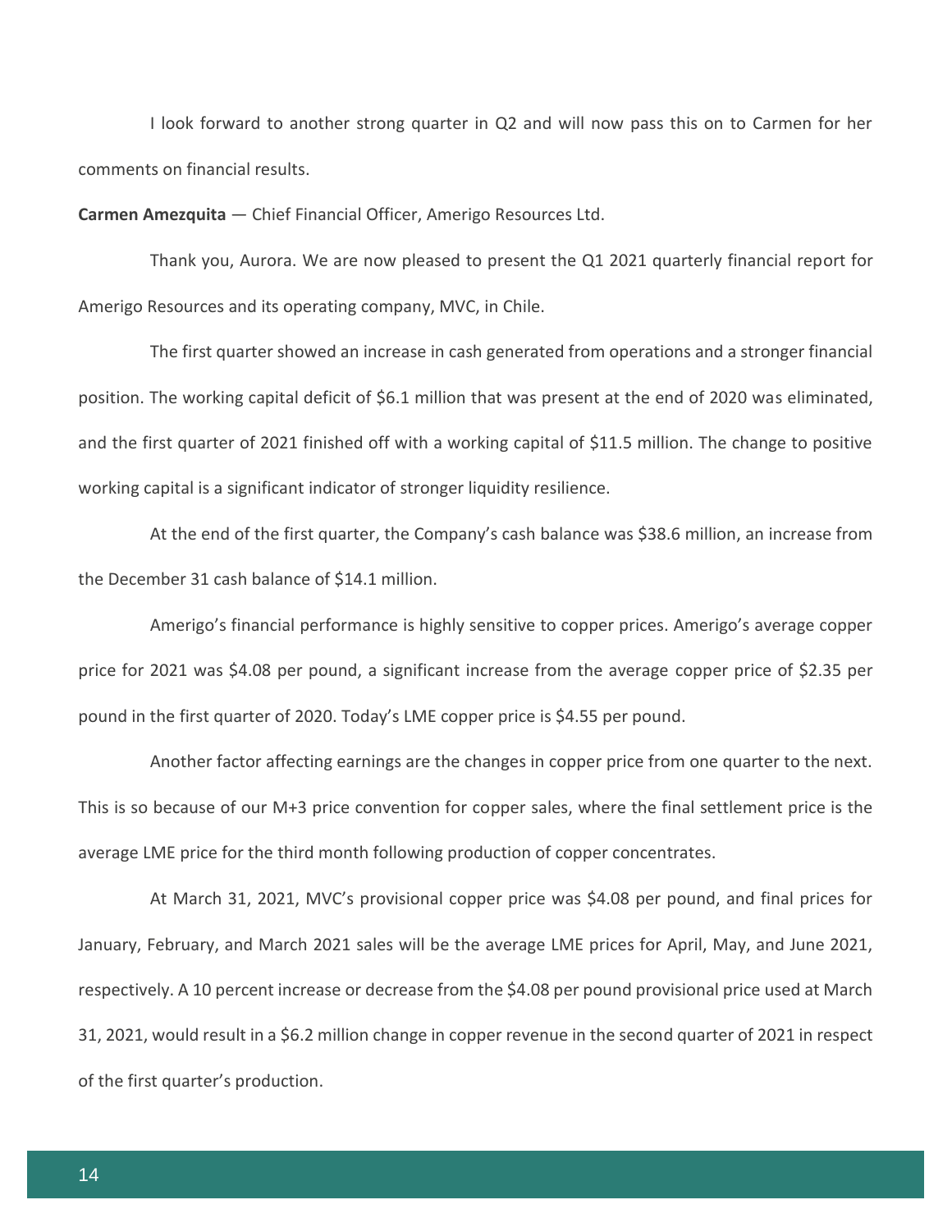I look forward to another strong quarter in Q2 and will now pass this on to Carmen for her comments on financial results.

**Carmen Amezquita** — Chief Financial Officer, Amerigo Resources Ltd.

Thank you, Aurora. We are now pleased to present the Q1 2021 quarterly financial report for Amerigo Resources and its operating company, MVC, in Chile.

The first quarter showed an increase in cash generated from operations and a stronger financial position. The working capital deficit of $6.1 million that was present at the end of 2020 was eliminated, and the first quarter of 2021 finished off with a working capital of $11.5 million. The change to positive working capital is a significant indicator of stronger liquidity resilience.

At the end of the first quarter, the Company's cash balance was $38.6 million, an increase from the December 31 cash balance of $14.1 million.

Amerigo's financial performance is highly sensitive to copper prices. Amerigo's average copper price for 2021 was $4.08 per pound, a significant increase from the average copper price of $2.35 per pound in the first quarter of 2020. Today's LME copper price is $4.55 per pound.

Another factor affecting earnings are the changes in copper price from one quarter to the next. This is so because of our M+3 price convention for copper sales, where the final settlement price is the average LME price for the third month following production of copper concentrates.

At March 31, 2021, MVC's provisional copper price was $4.08 per pound, and final prices for January, February, and March 2021 sales will be the average LME prices for April, May, and June 2021, respectively. A 10 percent increase or decrease from the $4.08 per pound provisional price used at March 31, 2021, would result in a $6.2 million change in copper revenue in the second quarter of 2021 in respect of the first quarter's production.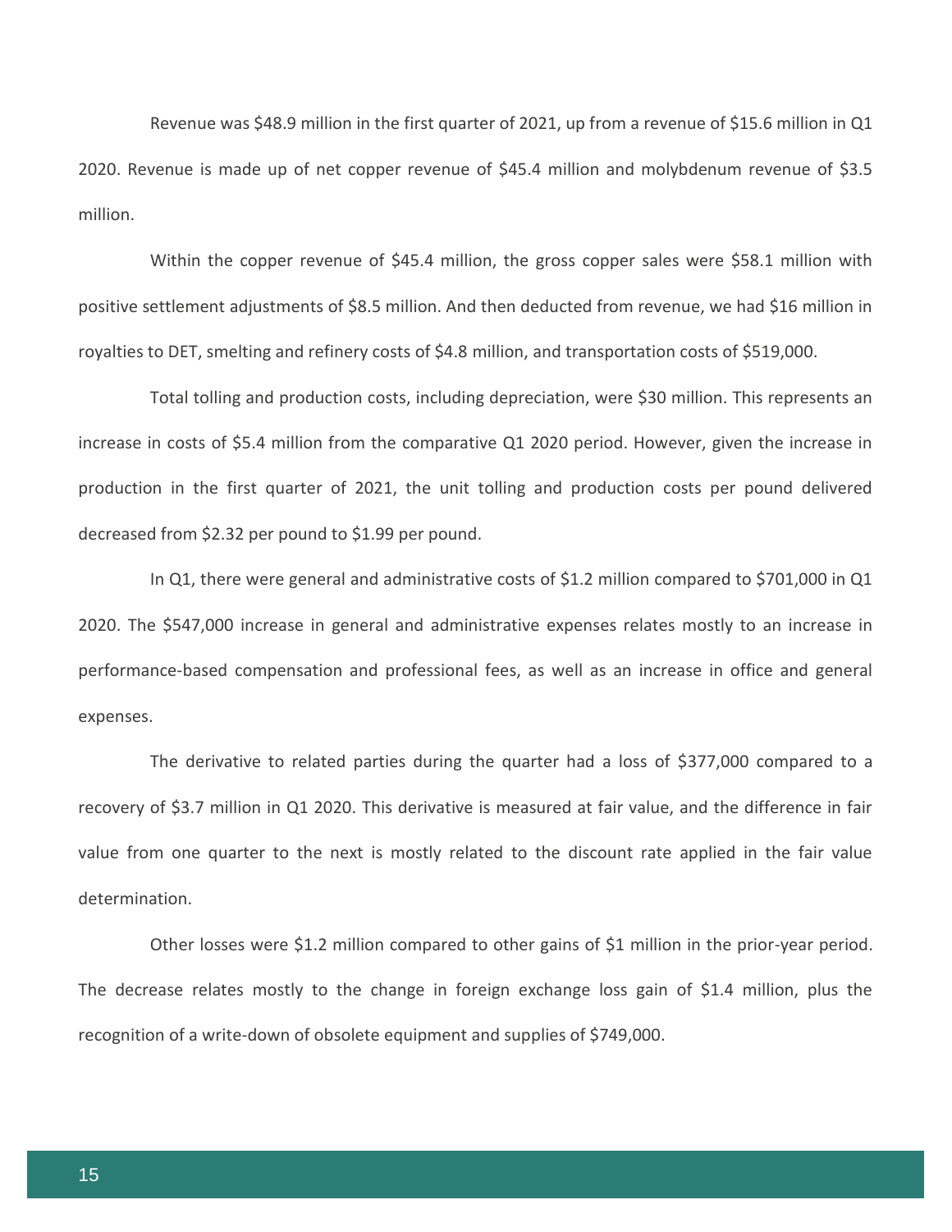Revenue was $48.9 million in the first quarter of 2021, up from a revenue of $15.6 million in Q1 2020. Revenue is made up of net copper revenue of $45.4 million and molybdenum revenue of $3.5 million.

Within the copper revenue of $45.4 million, the gross copper sales were $58.1 million with positive settlement adjustments of $8.5 million. And then deducted from revenue, we had $16 million in royalties to DET, smelting and refinery costs of $4.8 million, and transportation costs of $519,000.

Total tolling and production costs, including depreciation, were $30 million. This represents an increase in costs of $5.4 million from the comparative Q1 2020 period. However, given the increase in production in the first quarter of 2021, the unit tolling and production costs per pound delivered decreased from $2.32 per pound to $1.99 per pound.

In Q1, there were general and administrative costs of $1.2 million compared to $701,000 in Q1 2020. The $547,000 increase in general and administrative expenses relates mostly to an increase in performance-based compensation and professional fees, as well as an increase in office and general expenses.

The derivative to related parties during the quarter had a loss of $377,000 compared to a recovery of $3.7 million in Q1 2020. This derivative is measured at fair value, and the difference in fair value from one quarter to the next is mostly related to the discount rate applied in the fair value determination.

Other losses were $1.2 million compared to other gains of $1 million in the prior-year period. The decrease relates mostly to the change in foreign exchange loss gain of $1.4 million, plus the recognition of a write-down of obsolete equipment and supplies of $749,000.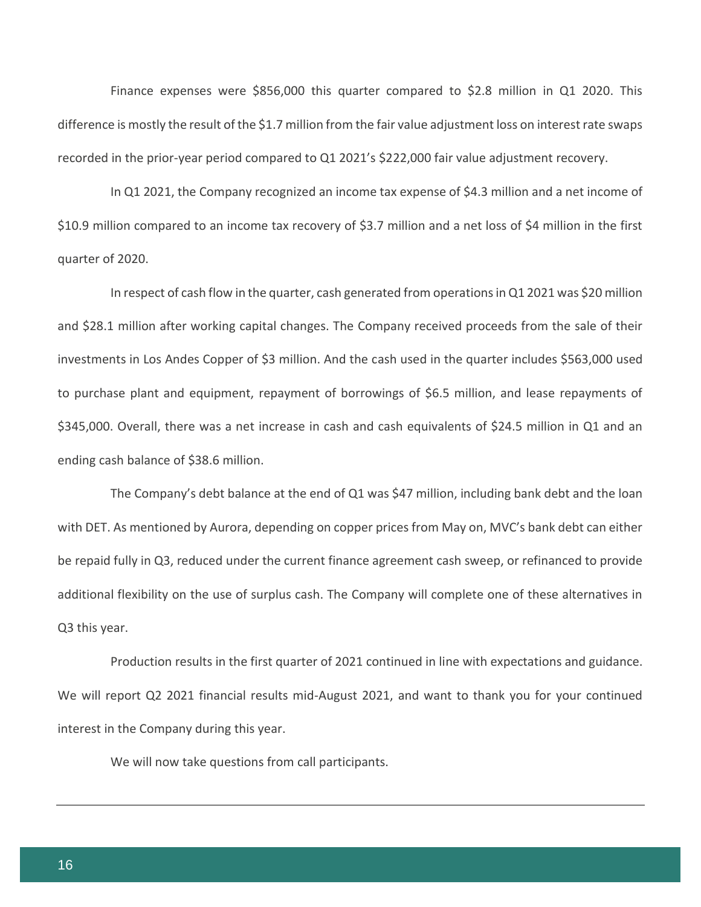Finance expenses were $856,000 this quarter compared to $2.8 million in Q1 2020. This difference is mostly the result of the $1.7 million from the fair value adjustment loss on interest rate swaps recorded in the prior-year period compared to Q1 2021's $222,000 fair value adjustment recovery.

In Q1 2021, the Company recognized an income tax expense of $4.3 million and a net income of $10.9 million compared to an income tax recovery of $3.7 million and a net loss of $4 million in the first quarter of 2020.

In respect of cash flow in the quarter, cash generated from operations in Q1 2021 was $20 million and $28.1 million after working capital changes. The Company received proceeds from the sale of their investments in Los Andes Copper of $3 million. And the cash used in the quarter includes $563,000 used to purchase plant and equipment, repayment of borrowings of $6.5 million, and lease repayments of $345,000. Overall, there was a net increase in cash and cash equivalents of $24.5 million in Q1 and an ending cash balance of $38.6 million.

The Company's debt balance at the end of Q1 was $47 million, including bank debt and the loan with DET. As mentioned by Aurora, depending on copper prices from May on, MVC's bank debt can either be repaid fully in Q3, reduced under the current finance agreement cash sweep, or refinanced to provide additional flexibility on the use of surplus cash. The Company will complete one of these alternatives in Q3 this year.

Production results in the first quarter of 2021 continued in line with expectations and guidance. We will report Q2 2021 financial results mid-August 2021, and want to thank you for your continued interest in the Company during this year.

We will now take questions from call participants.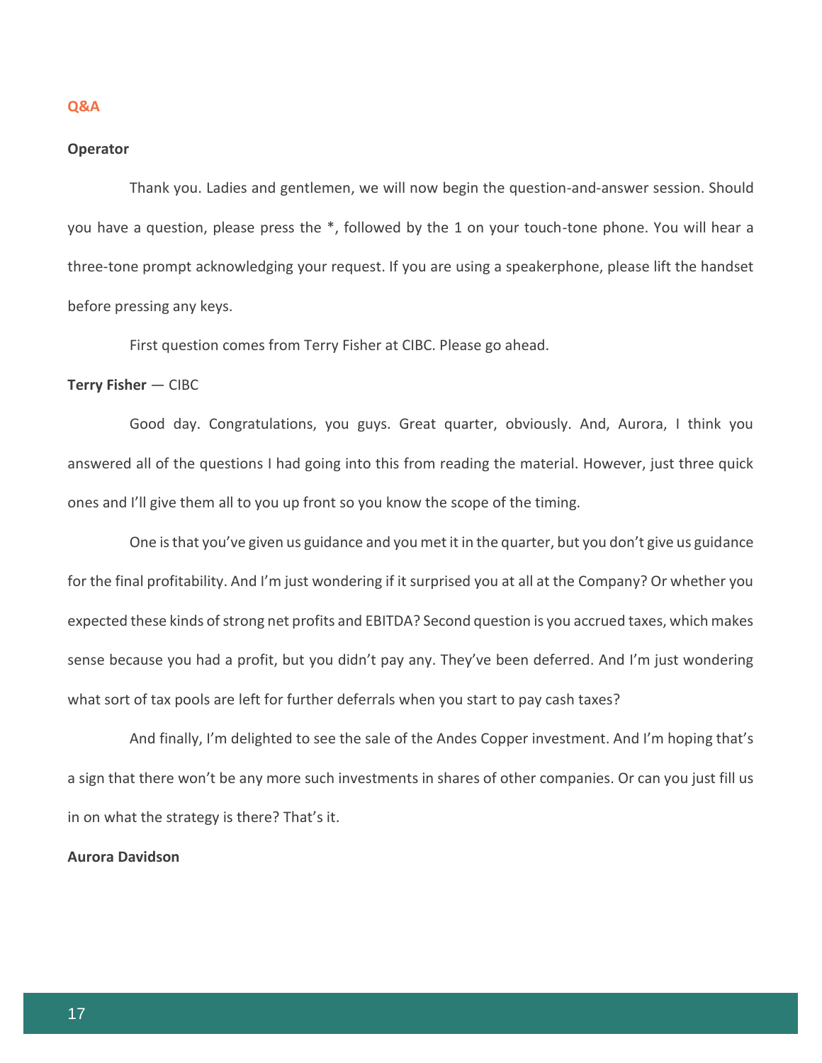## Q&A

**Operator**

Thank you. Ladies and gentlemen, we will now begin the question-and-answer session. Should you have a question, please press the *, followed by the 1 on your touch-tone phone. You will hear a three-tone prompt acknowledging your request. If you are using a speakerphone, please lift the handset before pressing any keys.

First question comes from Terry Fisher at CIBC. Please go ahead.

**Terry Fisher** — CIBC

Good day. Congratulations, you guys. Great quarter, obviously. And, Aurora, I think you answered all of the questions I had going into this from reading the material. However, just three quick ones and I'll give them all to you up front so you know the scope of the timing.

One is that you've given us guidance and you met it in the quarter, but you don't give us guidance for the final profitability. And I'm just wondering if it surprised you at all at the Company? Or whether you expected these kinds of strong net profits and EBITDA? Second question is you accrued taxes, which makes sense because you had a profit, but you didn't pay any. They've been deferred. And I'm just wondering what sort of tax pools are left for further deferrals when you start to pay cash taxes?

And finally, I'm delighted to see the sale of the Andes Copper investment. And I'm hoping that's a sign that there won't be any more such investments in shares of other companies. Or can you just fill us in on what the strategy is there? That's it.

**Aurora Davidson**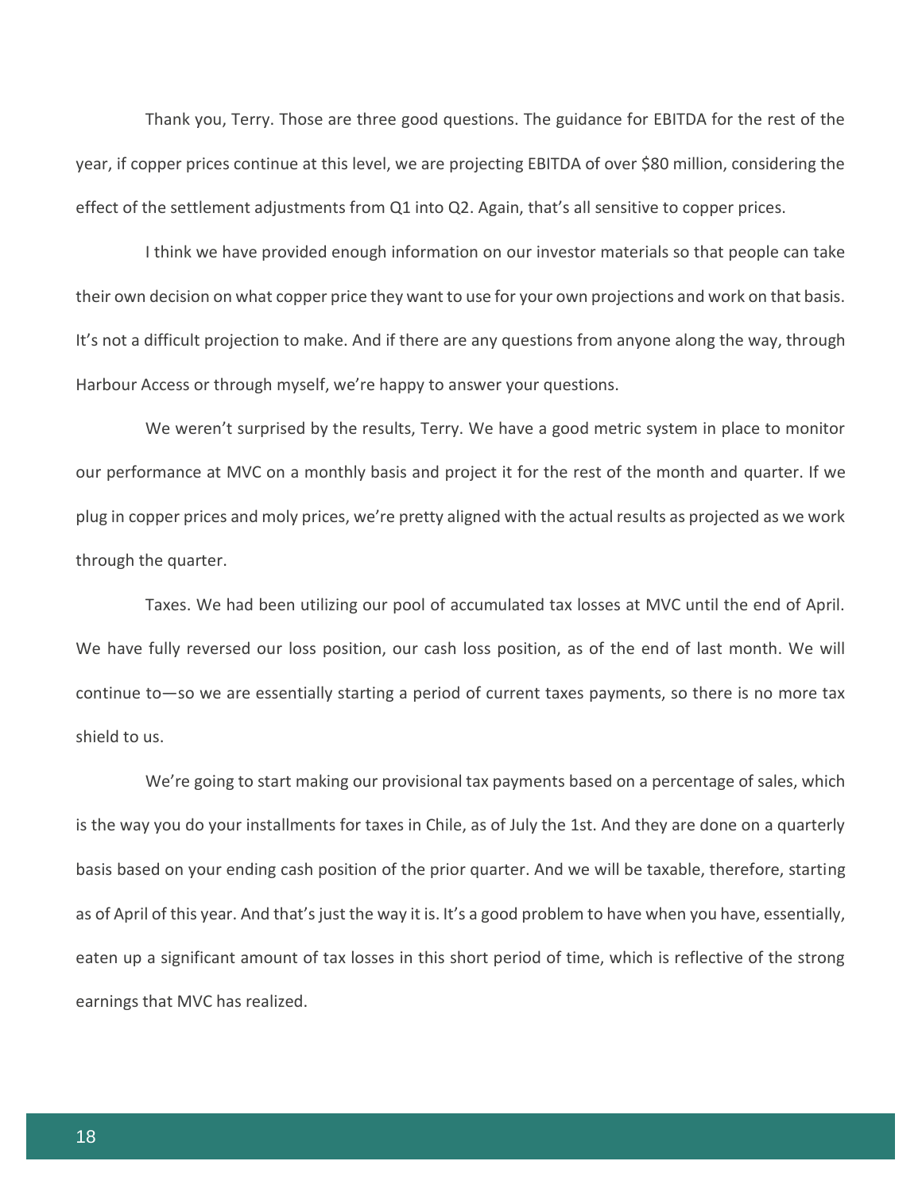Thank you, Terry. Those are three good questions. The guidance for EBITDA for the rest of the year, if copper prices continue at this level, we are projecting EBITDA of over $80 million, considering the effect of the settlement adjustments from Q1 into Q2. Again, that's all sensitive to copper prices.

I think we have provided enough information on our investor materials so that people can take their own decision on what copper price they want to use for your own projections and work on that basis. It's not a difficult projection to make. And if there are any questions from anyone along the way, through Harbour Access or through myself, we're happy to answer your questions.

We weren't surprised by the results, Terry. We have a good metric system in place to monitor our performance at MVC on a monthly basis and project it for the rest of the month and quarter. If we plug in copper prices and moly prices, we're pretty aligned with the actual results as projected as we work through the quarter.

Taxes. We had been utilizing our pool of accumulated tax losses at MVC until the end of April. We have fully reversed our loss position, our cash loss position, as of the end of last month. We will continue to—so we are essentially starting a period of current taxes payments, so there is no more tax shield to us.

We're going to start making our provisional tax payments based on a percentage of sales, which is the way you do your installments for taxes in Chile, as of July the 1st. And they are done on a quarterly basis based on your ending cash position of the prior quarter. And we will be taxable, therefore, starting as of April of this year. And that's just the way it is. It's a good problem to have when you have, essentially, eaten up a significant amount of tax losses in this short period of time, which is reflective of the strong earnings that MVC has realized.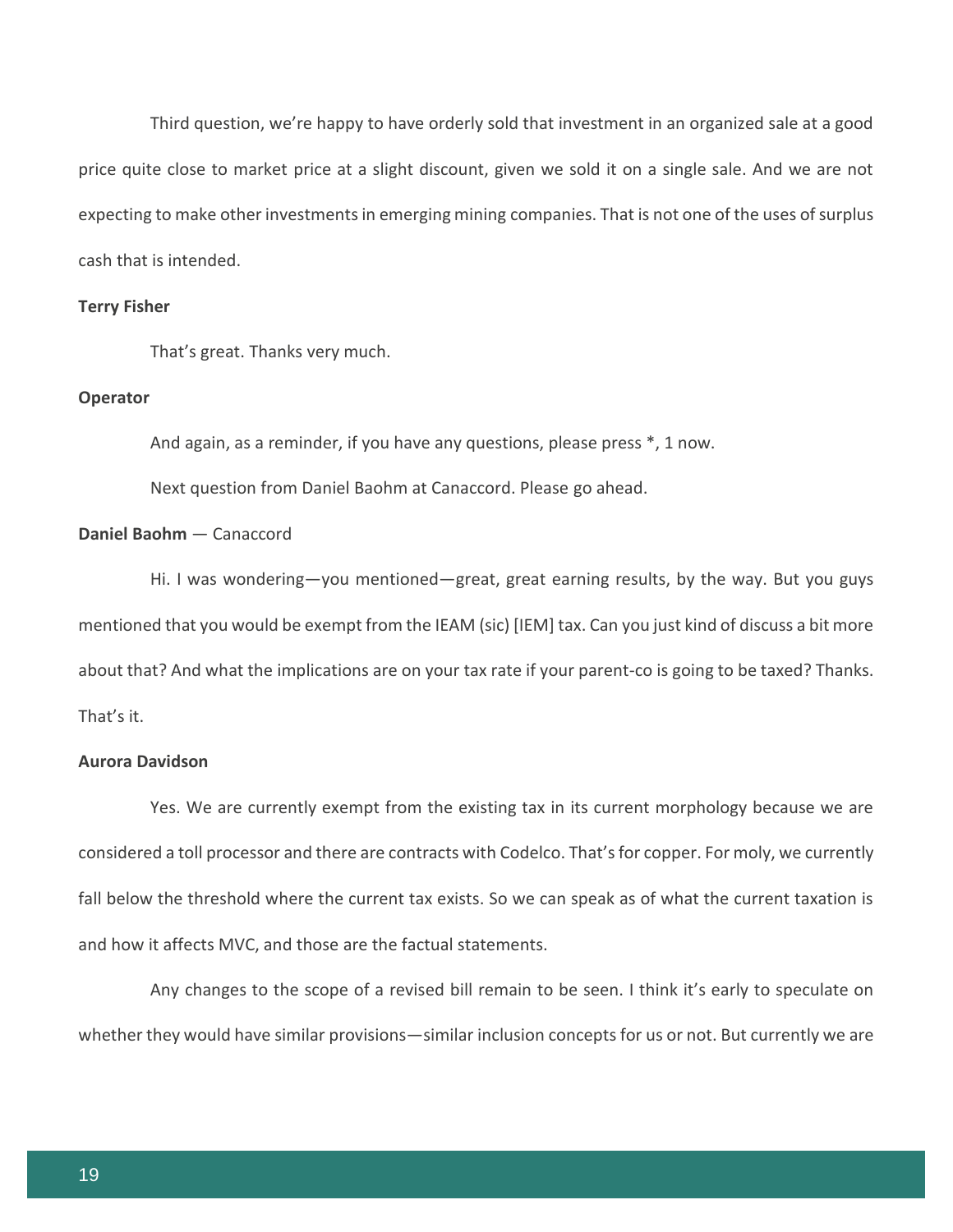Third question, we’re happy to have orderly sold that investment in an organized sale at a good price quite close to market price at a slight discount, given we sold it on a single sale. And we are not expecting to make other investments in emerging mining companies. That is not one of the uses of surplus cash that is intended.

**Terry Fisher**

That’s great. Thanks very much.

**Operator**

And again, as a reminder, if you have any questions, please press *, 1 now.

Next question from Daniel Baohm at Canaccord. Please go ahead.

**Daniel Baohm** — Canaccord

Hi. I was wondering—you mentioned—great, great earning results, by the way. But you guys mentioned that you would be exempt from the IEAM (sic) [IEM] tax. Can you just kind of discuss a bit more about that? And what the implications are on your tax rate if your parent-co is going to be taxed? Thanks. That’s it.

**Aurora Davidson**

Yes. We are currently exempt from the existing tax in its current morphology because we are considered a toll processor and there are contracts with Codelco. That’s for copper. For moly, we currently fall below the threshold where the current tax exists. So we can speak as of what the current taxation is and how it affects MVC, and those are the factual statements.

Any changes to the scope of a revised bill remain to be seen. I think it’s early to speculate on whether they would have similar provisions—similar inclusion concepts for us or not. But currently we are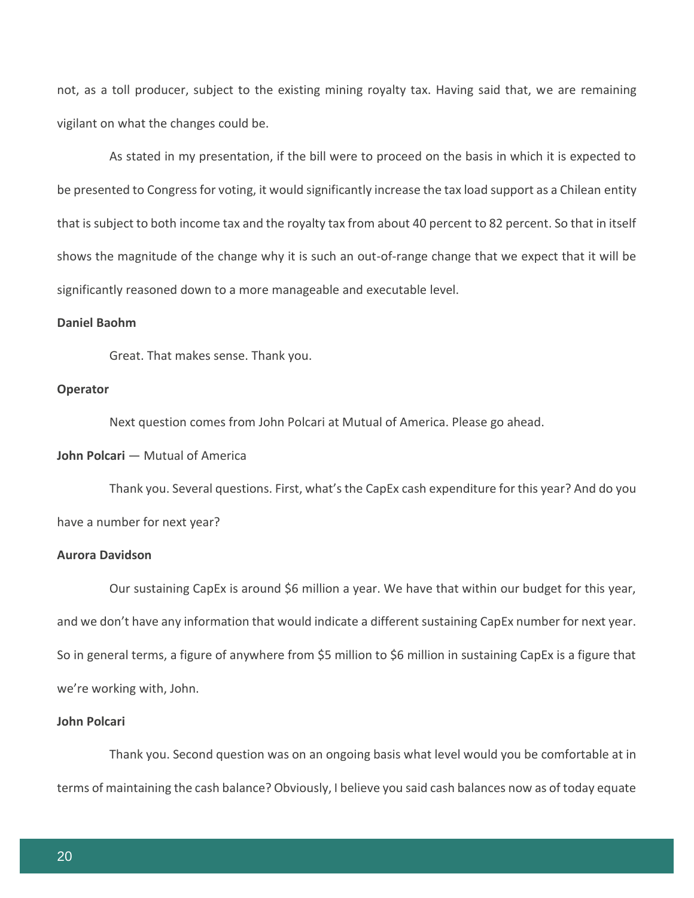not, as a toll producer, subject to the existing mining royalty tax. Having said that, we are remaining vigilant on what the changes could be.

As stated in my presentation, if the bill were to proceed on the basis in which it is expected to be presented to Congress for voting, it would significantly increase the tax load support as a Chilean entity that is subject to both income tax and the royalty tax from about 40 percent to 82 percent. So that in itself shows the magnitude of the change why it is such an out-of-range change that we expect that it will be significantly reasoned down to a more manageable and executable level.

**Daniel Baohm**

Great. That makes sense. Thank you.

**Operator**

Next question comes from John Polcari at Mutual of America. Please go ahead.

**John Polcari** — Mutual of America

Thank you. Several questions. First, what's the CapEx cash expenditure for this year? And do you have a number for next year?

**Aurora Davidson**

Our sustaining CapEx is around $6 million a year. We have that within our budget for this year, and we don't have any information that would indicate a different sustaining CapEx number for next year. So in general terms, a figure of anywhere from $5 million to $6 million in sustaining CapEx is a figure that we're working with, John.

**John Polcari**

Thank you. Second question was on an ongoing basis what level would you be comfortable at in terms of maintaining the cash balance? Obviously, I believe you said cash balances now as of today equate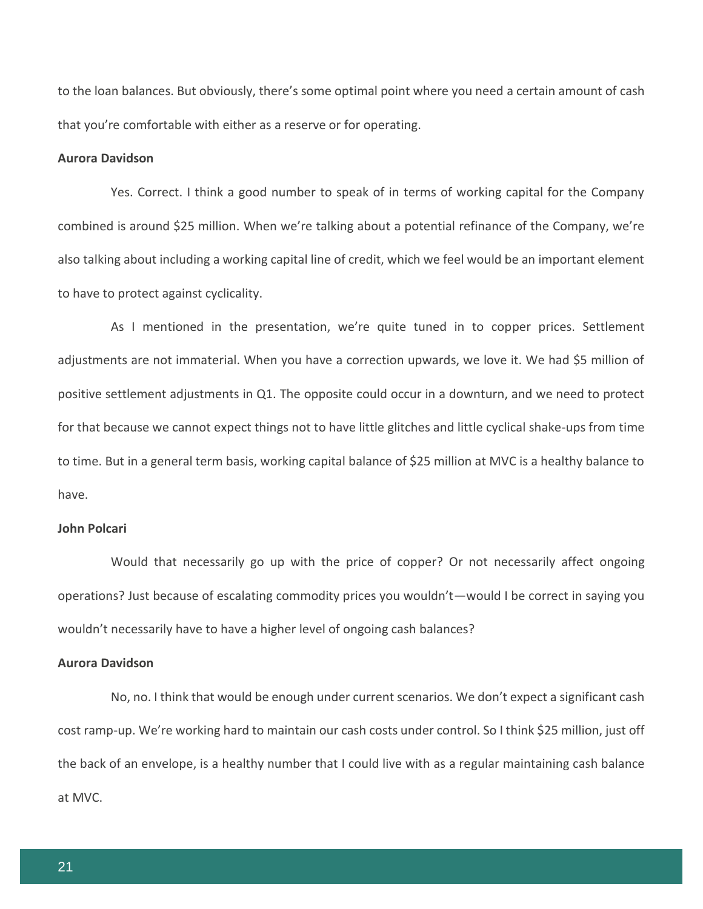to the loan balances. But obviously, there's some optimal point where you need a certain amount of cash that you're comfortable with either as a reserve or for operating.

**Aurora Davidson**

Yes. Correct. I think a good number to speak of in terms of working capital for the Company combined is around $25 million. When we're talking about a potential refinance of the Company, we're also talking about including a working capital line of credit, which we feel would be an important element to have to protect against cyclicality.

As I mentioned in the presentation, we're quite tuned in to copper prices. Settlement adjustments are not immaterial. When you have a correction upwards, we love it. We had $5 million of positive settlement adjustments in Q1. The opposite could occur in a downturn, and we need to protect for that because we cannot expect things not to have little glitches and little cyclical shake-ups from time to time. But in a general term basis, working capital balance of $25 million at MVC is a healthy balance to have.

**John Polcari**

Would that necessarily go up with the price of copper? Or not necessarily affect ongoing operations? Just because of escalating commodity prices you wouldn't—would I be correct in saying you wouldn't necessarily have to have a higher level of ongoing cash balances?

**Aurora Davidson**

No, no. I think that would be enough under current scenarios. We don't expect a significant cash cost ramp-up. We're working hard to maintain our cash costs under control. So I think $25 million, just off the back of an envelope, is a healthy number that I could live with as a regular maintaining cash balance at MVC.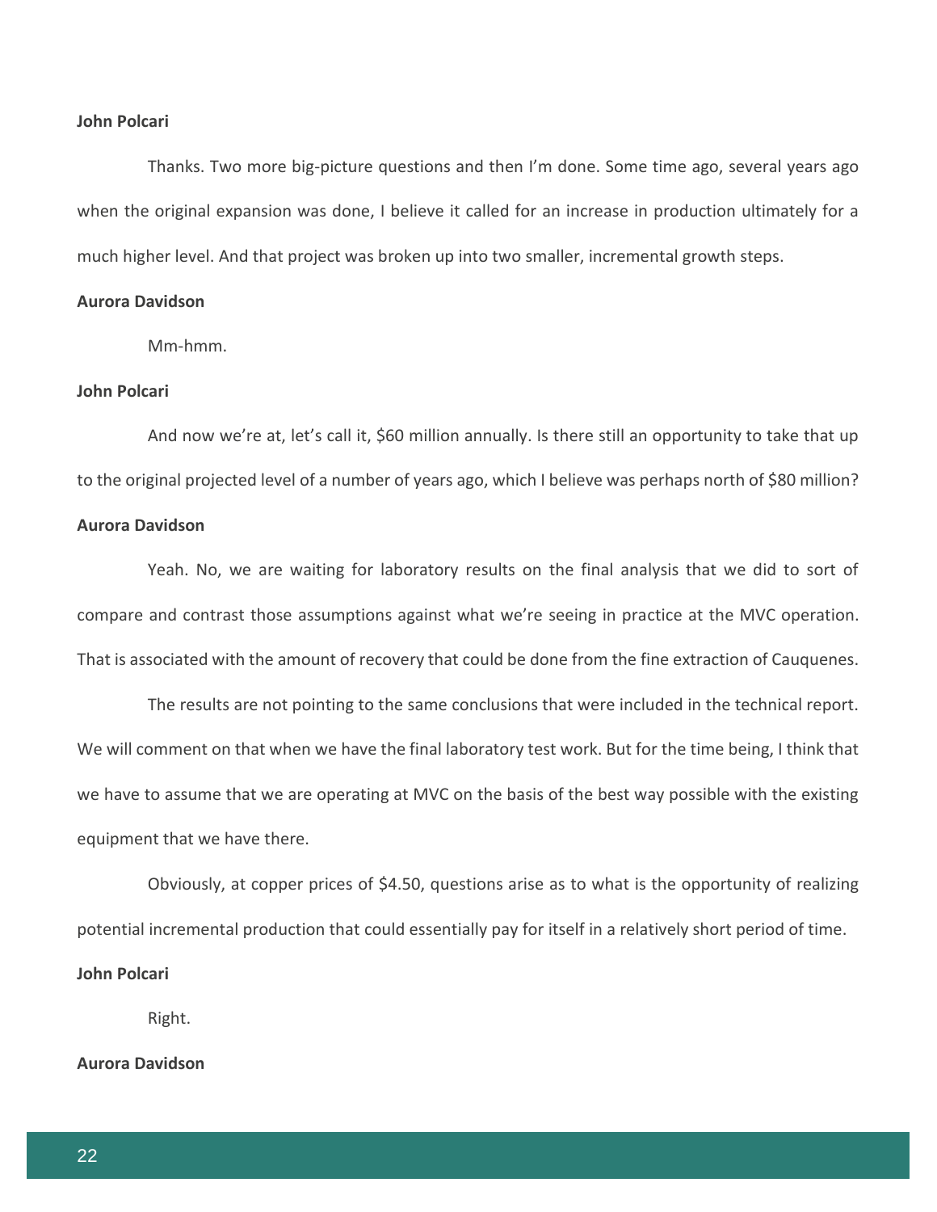**John Polcari**

Thanks. Two more big-picture questions and then I'm done. Some time ago, several years ago when the original expansion was done, I believe it called for an increase in production ultimately for a much higher level. And that project was broken up into two smaller, incremental growth steps.

**Aurora Davidson**

Mm-hmm.

**John Polcari**

And now we're at, let's call it, $60 million annually. Is there still an opportunity to take that up to the original projected level of a number of years ago, which I believe was perhaps north of $80 million?

**Aurora Davidson**

Yeah. No, we are waiting for laboratory results on the final analysis that we did to sort of compare and contrast those assumptions against what we're seeing in practice at the MVC operation. That is associated with the amount of recovery that could be done from the fine extraction of Cauquenes.

The results are not pointing to the same conclusions that were included in the technical report. We will comment on that when we have the final laboratory test work. But for the time being, I think that we have to assume that we are operating at MVC on the basis of the best way possible with the existing equipment that we have there.

Obviously, at copper prices of $4.50, questions arise as to what is the opportunity of realizing potential incremental production that could essentially pay for itself in a relatively short period of time.

**John Polcari**

Right.

**Aurora Davidson**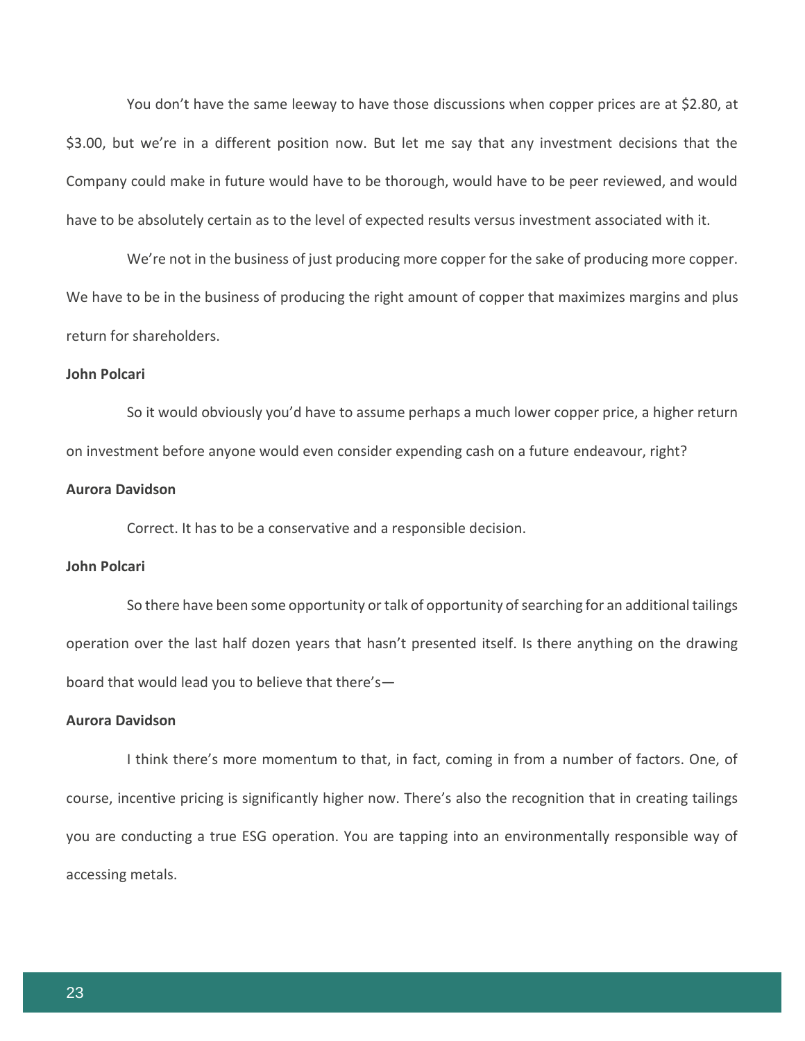You don't have the same leeway to have those discussions when copper prices are at $2.80, at $3.00, but we're in a different position now. But let me say that any investment decisions that the Company could make in future would have to be thorough, would have to be peer reviewed, and would have to be absolutely certain as to the level of expected results versus investment associated with it.

We're not in the business of just producing more copper for the sake of producing more copper. We have to be in the business of producing the right amount of copper that maximizes margins and plus return for shareholders.

**John Polcari**

So it would obviously you'd have to assume perhaps a much lower copper price, a higher return on investment before anyone would even consider expending cash on a future endeavour, right?

**Aurora Davidson**

Correct. It has to be a conservative and a responsible decision.

**John Polcari**

So there have been some opportunity or talk of opportunity of searching for an additional tailings operation over the last half dozen years that hasn't presented itself. Is there anything on the drawing board that would lead you to believe that there's—

**Aurora Davidson**

I think there's more momentum to that, in fact, coming in from a number of factors. One, of course, incentive pricing is significantly higher now. There's also the recognition that in creating tailings you are conducting a true ESG operation. You are tapping into an environmentally responsible way of accessing metals.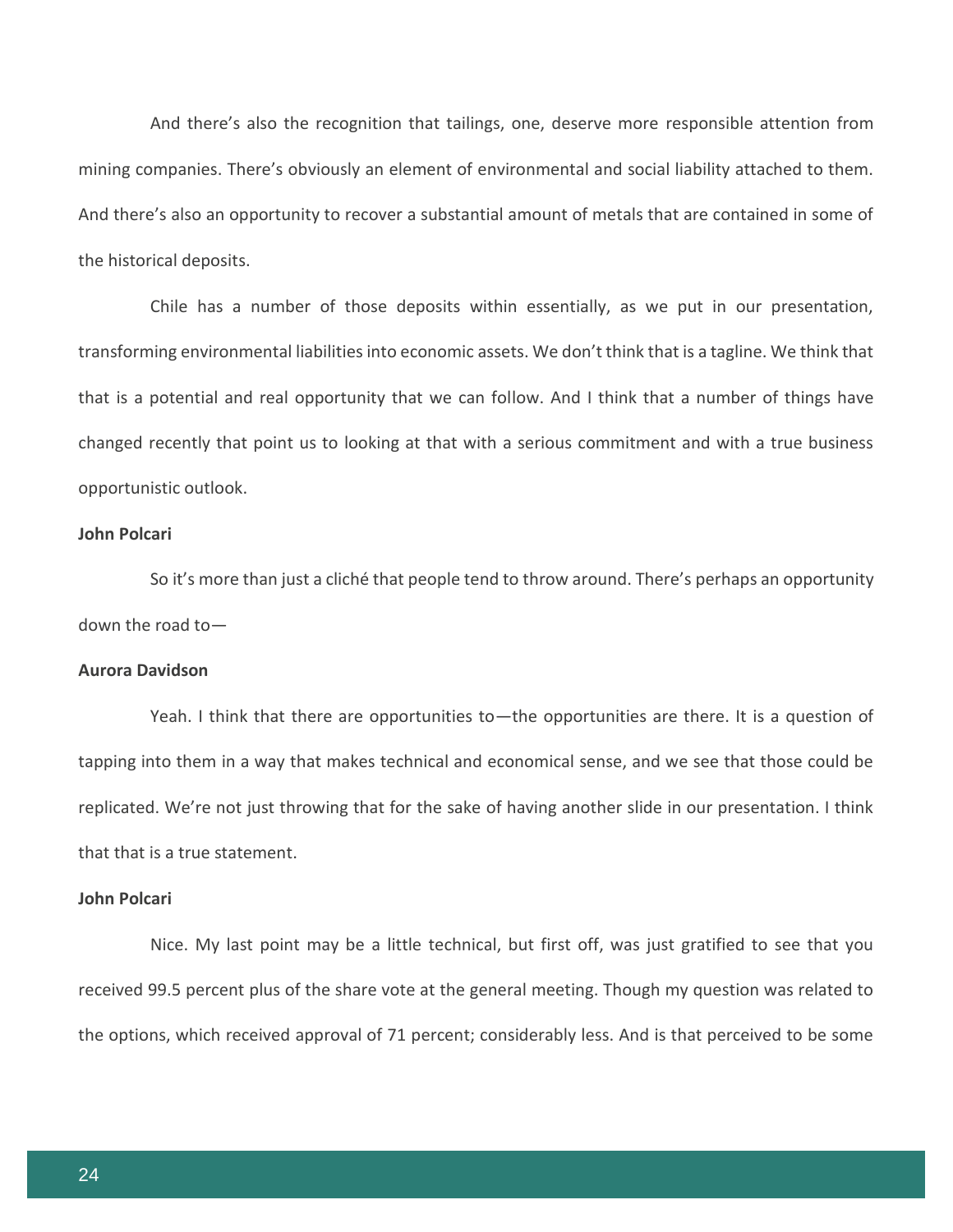And there's also the recognition that tailings, one, deserve more responsible attention from mining companies. There's obviously an element of environmental and social liability attached to them. And there's also an opportunity to recover a substantial amount of metals that are contained in some of the historical deposits.

Chile has a number of those deposits within essentially, as we put in our presentation, transforming environmental liabilities into economic assets. We don't think that is a tagline. We think that that is a potential and real opportunity that we can follow. And I think that a number of things have changed recently that point us to looking at that with a serious commitment and with a true business opportunistic outlook.

**John Polcari**

So it's more than just a cliché that people tend to throw around. There's perhaps an opportunity down the road to—

**Aurora Davidson**

Yeah. I think that there are opportunities to—the opportunities are there. It is a question of tapping into them in a way that makes technical and economical sense, and we see that those could be replicated. We're not just throwing that for the sake of having another slide in our presentation. I think that that is a true statement.

**John Polcari**

Nice. My last point may be a little technical, but first off, was just gratified to see that you received 99.5 percent plus of the share vote at the general meeting. Though my question was related to the options, which received approval of 71 percent; considerably less. And is that perceived to be some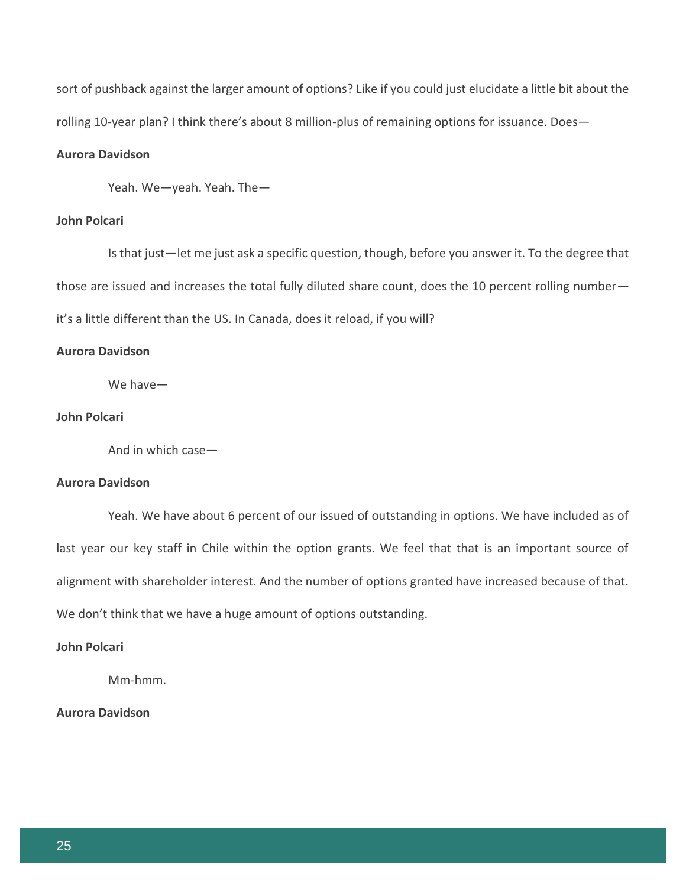sort of pushback against the larger amount of options? Like if you could just elucidate a little bit about the rolling 10-year plan? I think there's about 8 million-plus of remaining options for issuance. Does—

**Aurora Davidson**

Yeah. We—yeah. Yeah. The—

**John Polcari**

Is that just—let me just ask a specific question, though, before you answer it. To the degree that those are issued and increases the total fully diluted share count, does the 10 percent rolling number—it's a little different than the US. In Canada, does it reload, if you will?

**Aurora Davidson**

We have—

**John Polcari**

And in which case—

**Aurora Davidson**

Yeah. We have about 6 percent of our issued of outstanding in options. We have included as of last year our key staff in Chile within the option grants. We feel that that is an important source of alignment with shareholder interest. And the number of options granted have increased because of that. We don't think that we have a huge amount of options outstanding.

**John Polcari**

Mm-hmm.

**Aurora Davidson**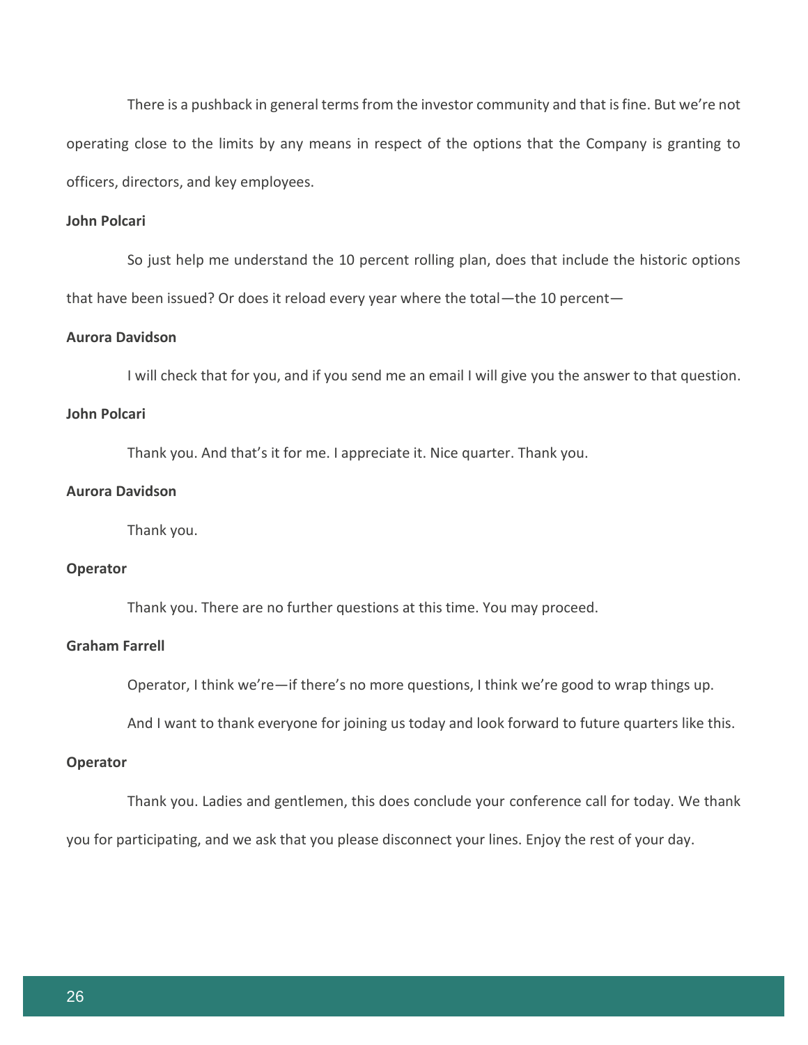There is a pushback in general terms from the investor community and that is fine. But we're not operating close to the limits by any means in respect of the options that the Company is granting to officers, directors, and key employees.

**John Polcari**

So just help me understand the 10 percent rolling plan, does that include the historic options that have been issued? Or does it reload every year where the total—the 10 percent—

**Aurora Davidson**

I will check that for you, and if you send me an email I will give you the answer to that question.

**John Polcari**

Thank you. And that's it for me. I appreciate it. Nice quarter. Thank you.

**Aurora Davidson**

Thank you.

**Operator**

Thank you. There are no further questions at this time. You may proceed.

**Graham Farrell**

Operator, I think we're—if there's no more questions, I think we're good to wrap things up.

And I want to thank everyone for joining us today and look forward to future quarters like this.

**Operator**

Thank you. Ladies and gentlemen, this does conclude your conference call for today. We thank you for participating, and we ask that you please disconnect your lines. Enjoy the rest of your day.